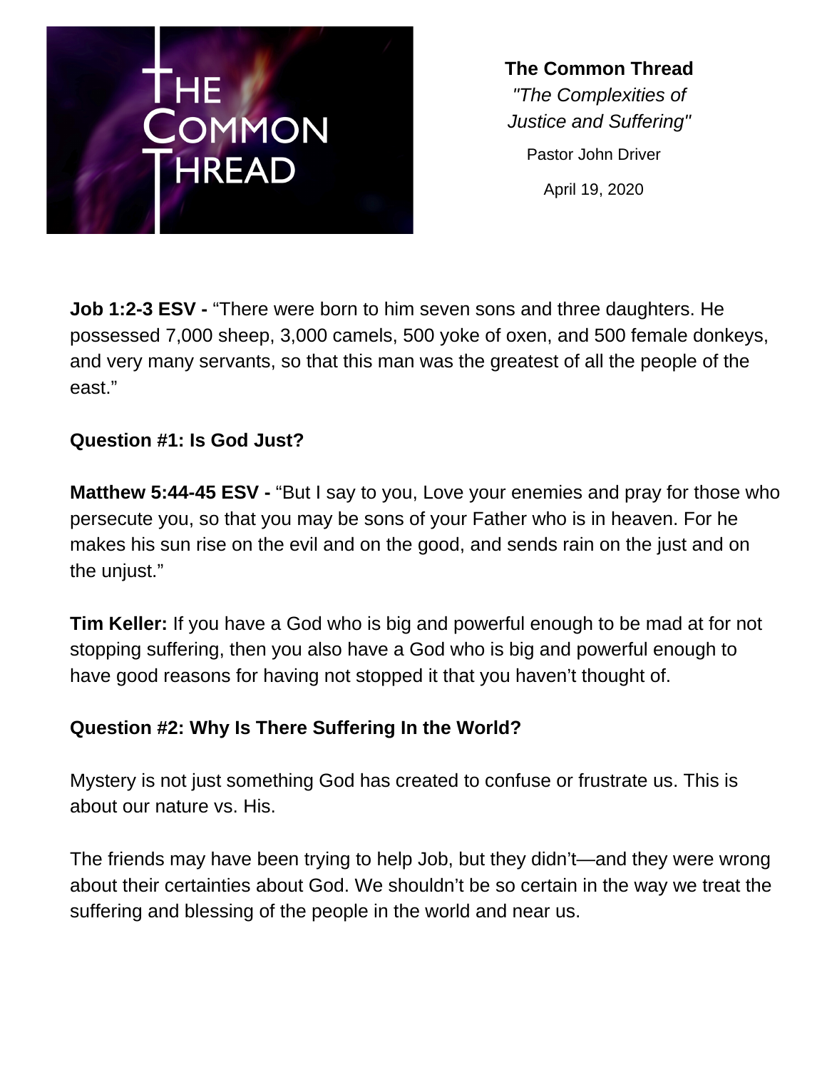**The Common Thread**

*"The Complexities of Justice and Suffering"*

Pastor John Driver

April 19, 2020

**Job 1:2-3 ESV -** “There were born to him seven sons and three daughters. He possessed 7,000 sheep, 3,000 camels, 500 yoke of oxen, and 500 female donkeys, and very many servants, so that this man was the greatest of all the people of the east.”

**Question #1: Is God Just?**

**Matthew 5:44-45 ESV -** “But I say to you, Love your enemies and pray for those who persecute you, so that you may be sons of your Father who is in heaven. For he makes his sun rise on the evil and on the good, and sends rain on the just and on the unjust.”

**Tim Keller:** If you have a God who is big and powerful enough to be mad at for not stopping suffering, then you also have a God who is big and powerful enough to have good reasons for having not stopped it that you haven’t thought of.

**Question #2: Why Is There Suffering In the World?**

Mystery is not just something God has created to confuse or frustrate us. This is about our nature vs. His.

The friends may have been trying to help Job, but they didn’t—and they were wrong about their certainties about God. We shouldn’t be so certain in the way we treat the suffering and blessing of the people in the world and near us.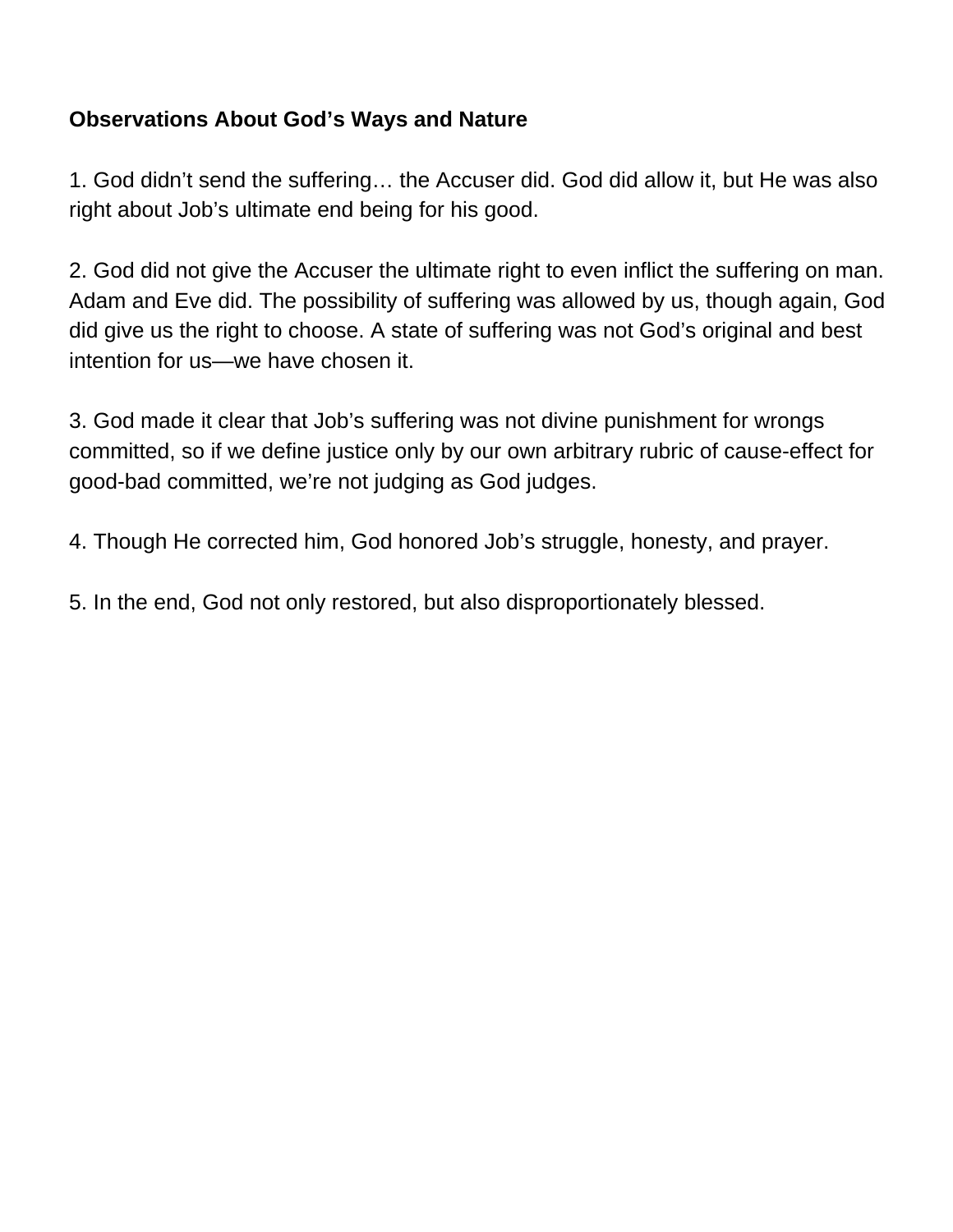**Observations About God’s Ways and Nature**

1. God didn’t send the suffering… the Accuser did. God did allow it, but He was also right about Job’s ultimate end being for his good.

2. God did not give the Accuser the ultimate right to even inflict the suffering on man. Adam and Eve did. The possibility of suffering was allowed by us, though again, God did give us the right to choose. A state of suffering was not God’s original and best intention for us—we have chosen it.

3. God made it clear that Job’s suffering was not divine punishment for wrongs committed, so if we define justice only by our own arbitrary rubric of cause-effect for good-bad committed, we’re not judging as God judges.

4. Though He corrected him, God honored Job’s struggle, honesty, and prayer.

5. In the end, God not only restored, but also disproportionately blessed.